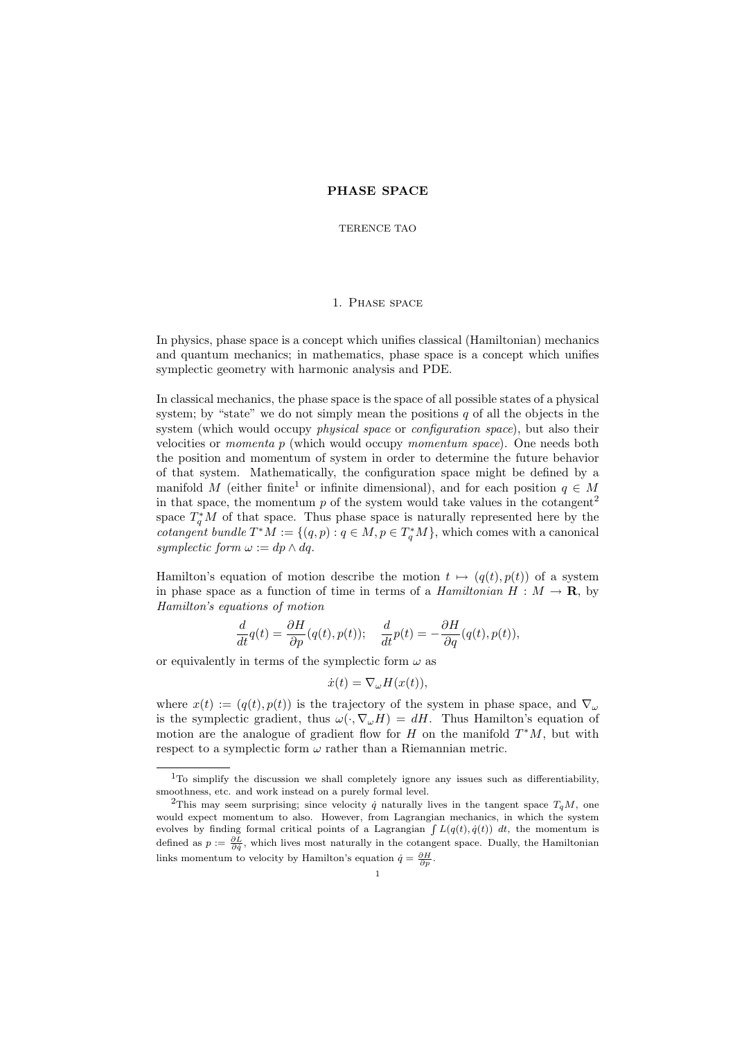# PHASE SPACE

TERENCE TAO

## 1. Phase space

In physics, phase space is a concept which unifies classical (Hamiltonian) mechanics and quantum mechanics; in mathematics, phase space is a concept which unifies symplectic geometry with harmonic analysis and PDE.

In classical mechanics, the phase space is the space of all possible states of a physical system; by "state" we do not simply mean the positions $q$ of all the objects in the system (which would occupy *physical space* or *configuration space*), but also their velocities or *momenta* $p$ (which would occupy *momentum space*). One needs both the position and momentum of system in order to determine the future behavior of that system. Mathematically, the configuration space might be defined by a manifold $M$ (either finite[1] or infinite dimensional), and for each position $q \in M$ in that space, the momentum $p$ of the system would take values in the cotangent[2] space $T_q^*M$ of that space. Thus phase space is naturally represented here by the *cotangent bundle* $T^*M := \{(q,p) : q \in M, p \in T_q^*M\}$, which comes with a canonical *symplectic form* $\omega := dp \wedge dq$.

Hamilton's equation of motion describe the motion $t \mapsto (q(t), p(t))$ of a system in phase space as a function of time in terms of a *Hamiltonian* $H : M \to \mathbf{R}$, by *Hamilton's equations of motion*

$$\frac{d}{dt}q(t) = \frac{\partial H}{\partial p}(q(t), p(t)); \quad \frac{d}{dt}p(t) = -\frac{\partial H}{\partial q}(q(t), p(t)),$$

or equivalently in terms of the symplectic form $\omega$ as

$$\dot{x}(t) = \nabla_\omega H(x(t)),$$

where $x(t) := (q(t), p(t))$ is the trajectory of the system in phase space, and $\nabla_\omega$ is the symplectic gradient, thus $\omega(\cdot, \nabla_\omega H) = dH$. Thus Hamilton's equation of motion are the analogue of gradient flow for $H$ on the manifold $T^*M$, but with respect to a symplectic form $\omega$ rather than a Riemannian metric.

---

[1] To simplify the discussion we shall completely ignore any issues such as differentiability, smoothness, etc. and work instead on a purely formal level.

[2] This may seem surprising; since velocity $\dot{q}$ naturally lives in the tangent space $T_qM$, one would expect momentum to also. However, from Lagrangian mechanics, in which the system evolves by finding formal critical points of a Lagrangian $\int L(q(t), \dot{q}(t))\ dt$, the momentum is defined as $p := \frac{\partial L}{\partial \dot{q}}$, which lives most naturally in the cotangent space. Dually, the Hamiltonian links momentum to velocity by Hamilton's equation $\dot{q} = \frac{\partial H}{\partial p}$.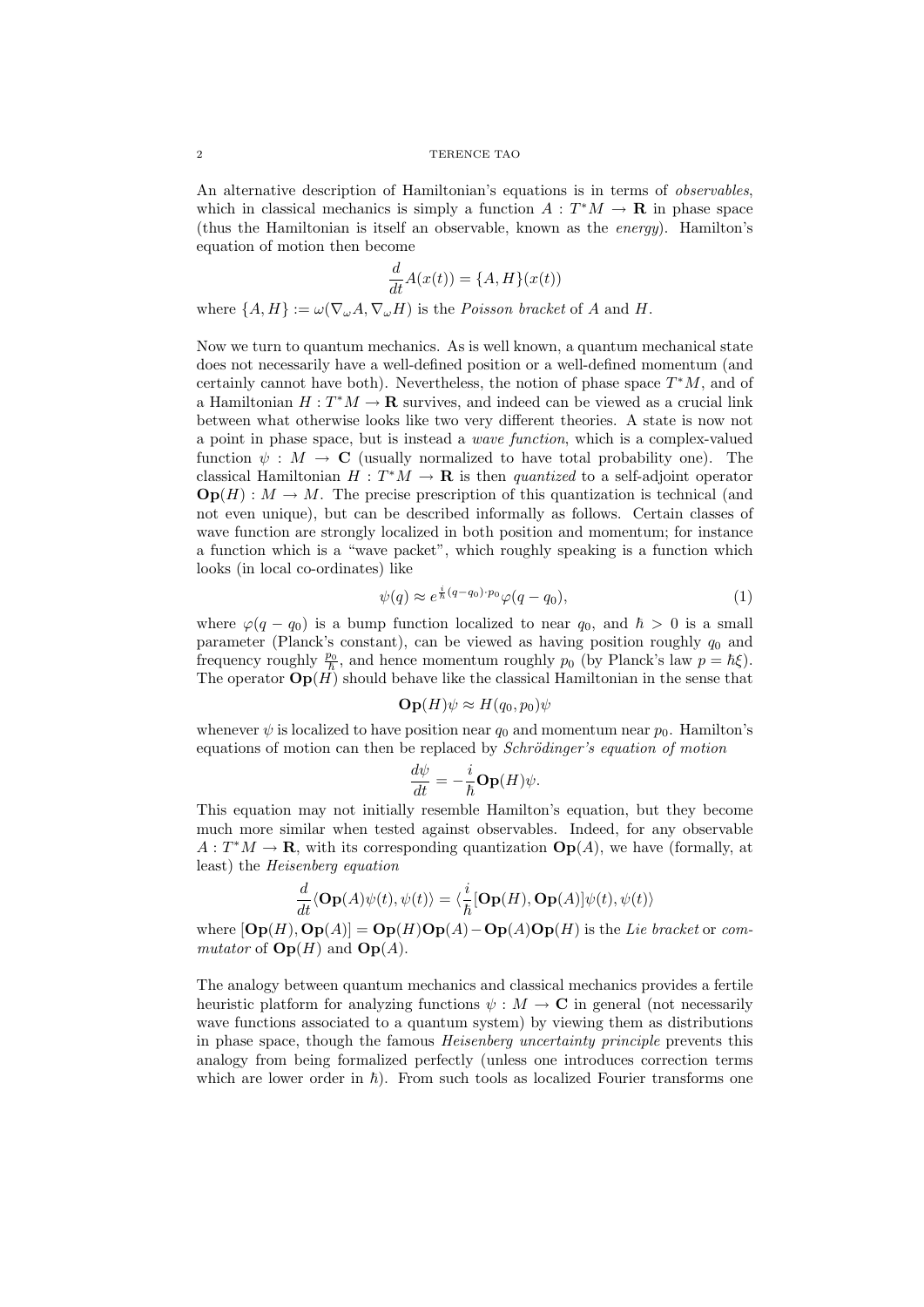An alternative description of Hamiltonian's equations is in terms of *observables*, which in classical mechanics is simply a function $A : T^*M \to \mathbf{R}$ in phase space (thus the Hamiltonian is itself an observable, known as the *energy*). Hamilton's equation of motion then become

$$\frac{d}{dt}A(x(t)) = \{A, H\}(x(t))$$

where $\{A, H\} := \omega(\nabla_\omega A, \nabla_\omega H)$ is the *Poisson bracket* of $A$ and $H$.

Now we turn to quantum mechanics. As is well known, a quantum mechanical state does not necessarily have a well-defined position or a well-defined momentum (and certainly cannot have both). Nevertheless, the notion of phase space $T^*M$, and of a Hamiltonian $H : T^*M \to \mathbf{R}$ survives, and indeed can be viewed as a crucial link between what otherwise looks like two very different theories. A state is now not a point in phase space, but is instead a *wave function*, which is a complex-valued function $\psi : M \to \mathbf{C}$ (usually normalized to have total probability one). The classical Hamiltonian $H : T^*M \to \mathbf{R}$ is then *quantized* to a self-adjoint operator $\mathbf{Op}(H) : M \to M$. The precise prescription of this quantization is technical (and not even unique), but can be described informally as follows. Certain classes of wave function are strongly localized in both position and momentum; for instance a function which is a "wave packet", which roughly speaking is a function which looks (in local co-ordinates) like

$$\psi(q) \approx e^{\frac{i}{\hbar}(q-q_0)\cdot p_0}\varphi(q - q_0), \tag{1}$$

where $\varphi(q - q_0)$ is a bump function localized to near $q_0$, and $\hbar > 0$ is a small parameter (Planck's constant), can be viewed as having position roughly $q_0$ and frequency roughly $\frac{p_0}{\hbar}$, and hence momentum roughly $p_0$ (by Planck's law $p = \hbar\xi$). The operator $\mathbf{Op}(H)$ should behave like the classical Hamiltonian in the sense that

$$\mathbf{Op}(H)\psi \approx H(q_0, p_0)\psi$$

whenever $\psi$ is localized to have position near $q_0$ and momentum near $p_0$. Hamilton's equations of motion can then be replaced by *Schrödinger's equation of motion*

$$\frac{d\psi}{dt} = -\frac{i}{\hbar}\mathbf{Op}(H)\psi.$$

This equation may not initially resemble Hamilton's equation, but they become much more similar when tested against observables. Indeed, for any observable $A : T^*M \to \mathbf{R}$, with its corresponding quantization $\mathbf{Op}(A)$, we have (formally, at least) the *Heisenberg equation*

$$\frac{d}{dt}\langle \mathbf{Op}(A)\psi(t), \psi(t)\rangle = \langle \frac{i}{\hbar}[\mathbf{Op}(H), \mathbf{Op}(A)]\psi(t), \psi(t)\rangle$$

where $[\mathbf{Op}(H), \mathbf{Op}(A)] = \mathbf{Op}(H)\mathbf{Op}(A) - \mathbf{Op}(A)\mathbf{Op}(H)$ is the *Lie bracket* or *commutator* of $\mathbf{Op}(H)$ and $\mathbf{Op}(A)$.

The analogy between quantum mechanics and classical mechanics provides a fertile heuristic platform for analyzing functions $\psi : M \to \mathbf{C}$ in general (not necessarily wave functions associated to a quantum system) by viewing them as distributions in phase space, though the famous *Heisenberg uncertainty principle* prevents this analogy from being formalized perfectly (unless one introduces correction terms which are lower order in $\hbar$). From such tools as localized Fourier transforms one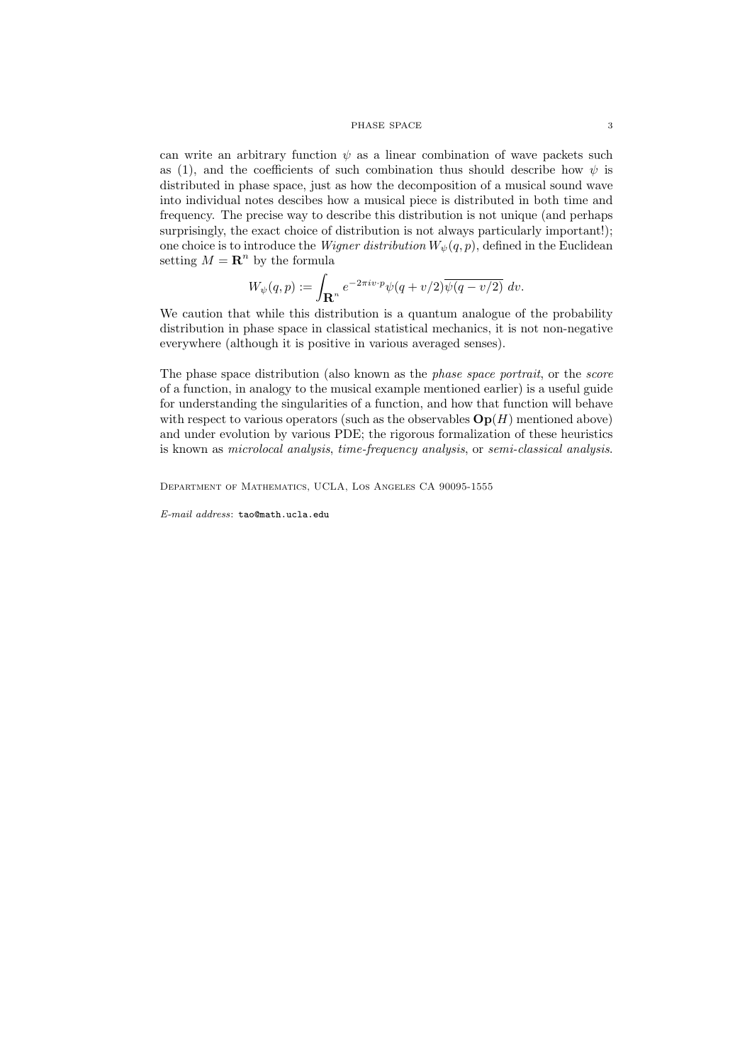can write an arbitrary function $\psi$ as a linear combination of wave packets such as (1), and the coefficients of such combination thus should describe how $\psi$ is distributed in phase space, just as how the decomposition of a musical sound wave into individual notes descibes how a musical piece is distributed in both time and frequency. The precise way to describe this distribution is not unique (and perhaps surprisingly, the exact choice of distribution is not always particularly important!); one choice is to introduce the *Wigner distribution* $W_\psi(q,p)$, defined in the Euclidean setting $M = \mathbf{R}^n$ by the formula

$$W_\psi(q,p) := \int_{\mathbf{R}^n} e^{-2\pi i v \cdot p} \psi(q + v/2) \overline{\psi(q - v/2)} \, dv.$$

We caution that while this distribution is a quantum analogue of the probability distribution in phase space in classical statistical mechanics, it is not non-negative everywhere (although it is positive in various averaged senses).

The phase space distribution (also known as the *phase space portrait*, or the *score* of a function, in analogy to the musical example mentioned earlier) is a useful guide for understanding the singularities of a function, and how that function will behave with respect to various operators (such as the observables $\mathbf{Op}(H)$ mentioned above) and under evolution by various PDE; the rigorous formalization of these heuristics is known as *microlocal analysis*, *time-frequency analysis*, or *semi-classical analysis*.

Department of Mathematics, UCLA, Los Angeles CA 90095-1555

*E-mail address*: tao@math.ucla.edu